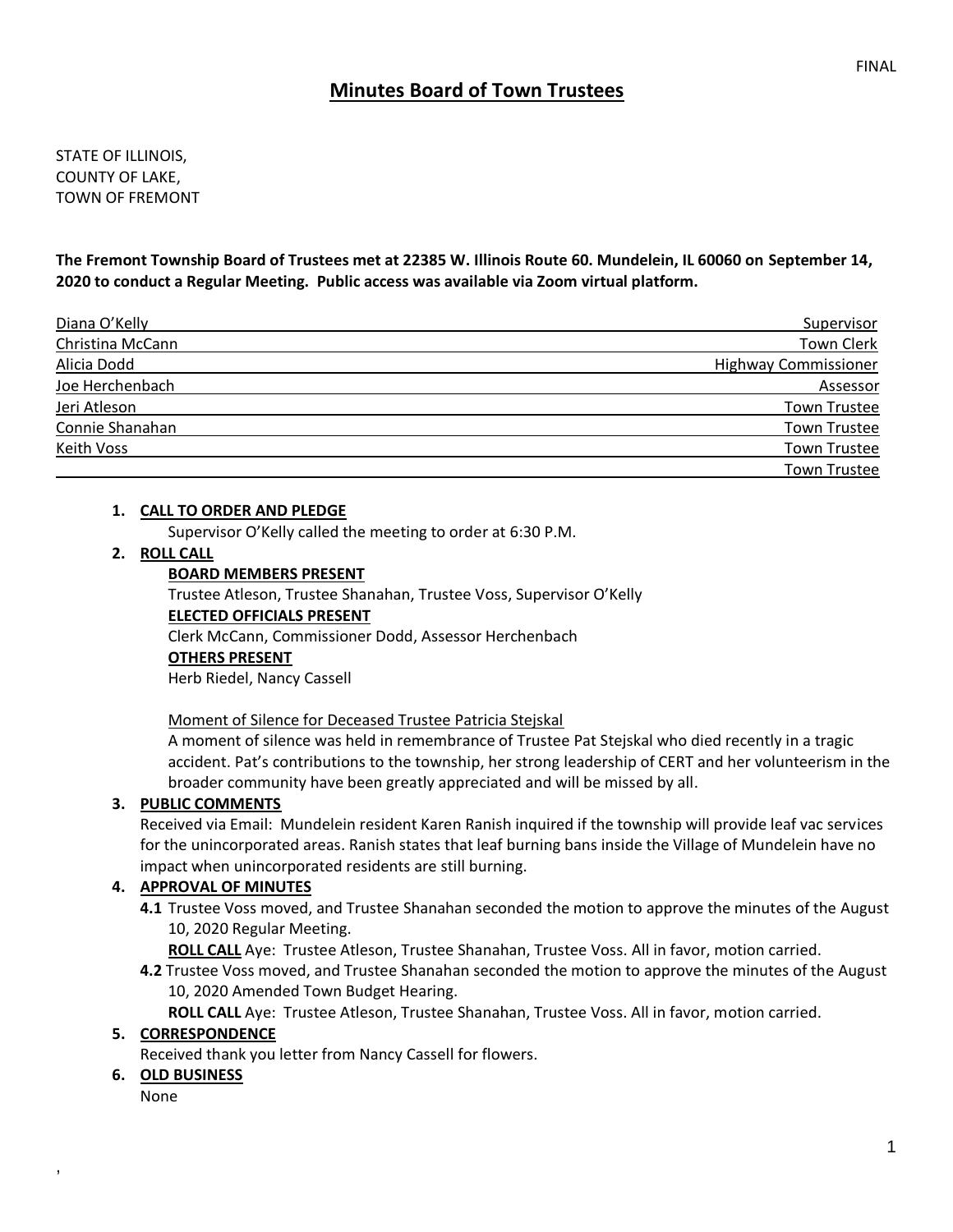FINAL

# Minutes Board of Town Trustees

STATE OF ILLINOIS,
COUNTY OF LAKE,
TOWN OF FREMONT

**The Fremont Township Board of Trustees met at 22385 W. Illinois Route 60. Mundelein, IL 60060 on September 14, 2020 to conduct a Regular Meeting. Public access was available via Zoom virtual platform.**

| | |
|---|---|
| Diana O'Kelly | Supervisor |
| Christina McCann | Town Clerk |
| Alicia Dodd | Highway Commissioner |
| Joe Herchenbach | Assessor |
| Jeri Atleson | Town Trustee |
| Connie Shanahan | Town Trustee |
| Keith Voss | Town Trustee |
| | Town Trustee |

1. **CALL TO ORDER AND PLEDGE**

   Supervisor O'Kelly called the meeting to order at 6:30 P.M.

2. **ROLL CALL**

   **BOARD MEMBERS PRESENT**

   Trustee Atleson, Trustee Shanahan, Trustee Voss, Supervisor O'Kelly

   **ELECTED OFFICIALS PRESENT**

   Clerk McCann, Commissioner Dodd, Assessor Herchenbach

   **OTHERS PRESENT**

   Herb Riedel, Nancy Cassell

   Moment of Silence for Deceased Trustee Patricia Stejskal

   A moment of silence was held in remembrance of Trustee Pat Stejskal who died recently in a tragic accident. Pat's contributions to the township, her strong leadership of CERT and her volunteerism in the broader community have been greatly appreciated and will be missed by all.

3. **PUBLIC COMMENTS**

   Received via Email: Mundelein resident Karen Ranish inquired if the township will provide leaf vac services for the unincorporated areas. Ranish states that leaf burning bans inside the Village of Mundelein have no impact when unincorporated residents are still burning.

4. **APPROVAL OF MINUTES**

   **4.1** Trustee Voss moved, and Trustee Shanahan seconded the motion to approve the minutes of the August 10, 2020 Regular Meeting.

   **ROLL CALL** Aye: Trustee Atleson, Trustee Shanahan, Trustee Voss. All in favor, motion carried.

   **4.2** Trustee Voss moved, and Trustee Shanahan seconded the motion to approve the minutes of the August 10, 2020 Amended Town Budget Hearing.

   **ROLL CALL** Aye: Trustee Atleson, Trustee Shanahan, Trustee Voss. All in favor, motion carried.

5. **CORRESPONDENCE**

   Received thank you letter from Nancy Cassell for flowers.

6. **OLD BUSINESS**

   None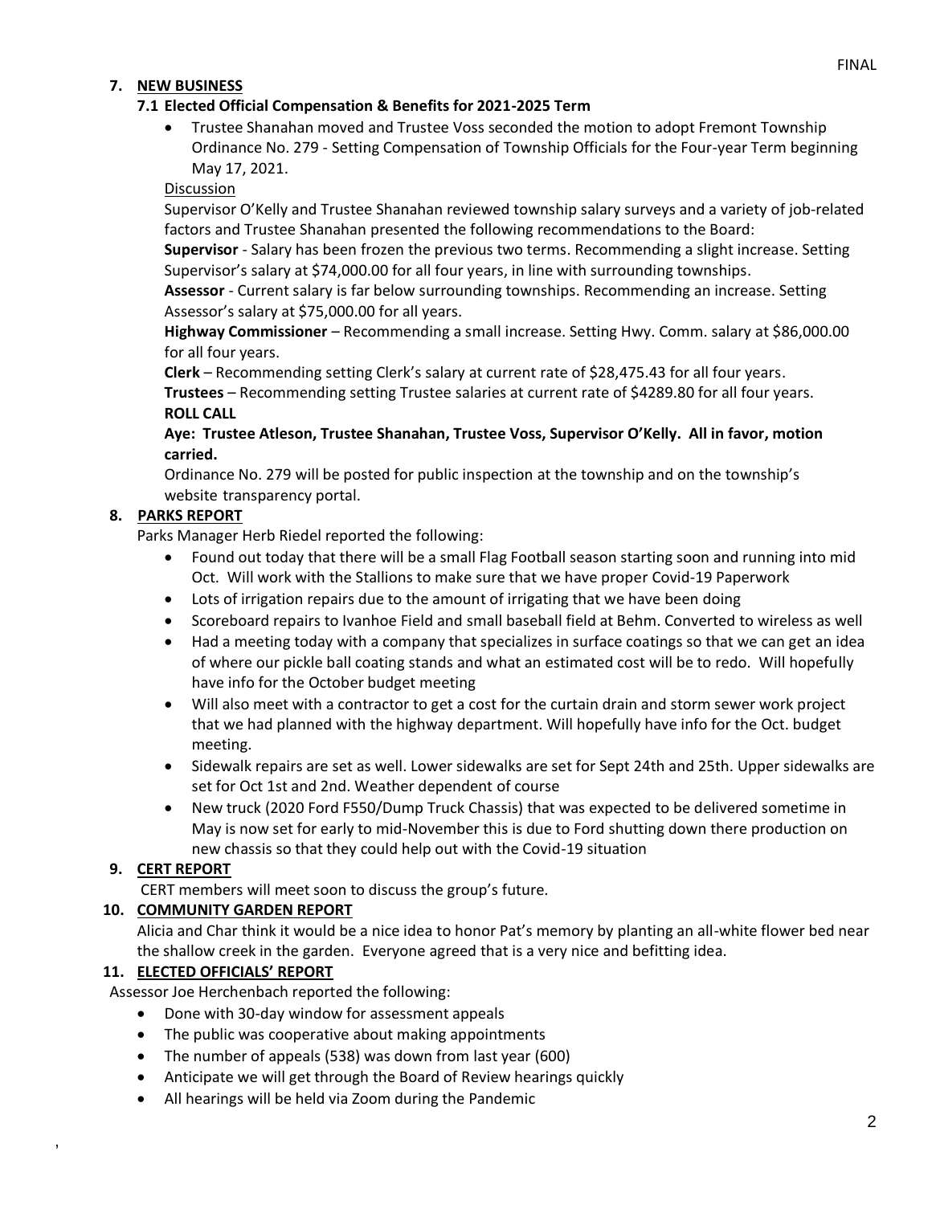FINAL

7. **NEW BUSINESS**

**7.1 Elected Official Compensation & Benefits for 2021-2025 Term**

- Trustee Shanahan moved and Trustee Voss seconded the motion to adopt Fremont Township Ordinance No. 279 - Setting Compensation of Township Officials for the Four-year Term beginning May 17, 2021.

Discussion

Supervisor O'Kelly and Trustee Shanahan reviewed township salary surveys and a variety of job-related factors and Trustee Shanahan presented the following recommendations to the Board:

**Supervisor** - Salary has been frozen the previous two terms. Recommending a slight increase. Setting Supervisor's salary at $74,000.00 for all four years, in line with surrounding townships.

**Assessor** - Current salary is far below surrounding townships. Recommending an increase. Setting Assessor's salary at $75,000.00 for all years.

**Highway Commissioner** – Recommending a small increase. Setting Hwy. Comm. salary at $86,000.00 for all four years.

**Clerk** – Recommending setting Clerk's salary at current rate of $28,475.43 for all four years.

**Trustees** – Recommending setting Trustee salaries at current rate of $4289.80 for all four years.

**ROLL CALL**

**Aye: Trustee Atleson, Trustee Shanahan, Trustee Voss, Supervisor O'Kelly. All in favor, motion carried.**

Ordinance No. 279 will be posted for public inspection at the township and on the township's website transparency portal.

8. **PARKS REPORT**

Parks Manager Herb Riedel reported the following:

- Found out today that there will be a small Flag Football season starting soon and running into mid Oct. Will work with the Stallions to make sure that we have proper Covid-19 Paperwork
- Lots of irrigation repairs due to the amount of irrigating that we have been doing
- Scoreboard repairs to Ivanhoe Field and small baseball field at Behm. Converted to wireless as well
- Had a meeting today with a company that specializes in surface coatings so that we can get an idea of where our pickle ball coating stands and what an estimated cost will be to redo. Will hopefully have info for the October budget meeting
- Will also meet with a contractor to get a cost for the curtain drain and storm sewer work project that we had planned with the highway department. Will hopefully have info for the Oct. budget meeting.
- Sidewalk repairs are set as well. Lower sidewalks are set for Sept 24th and 25th. Upper sidewalks are set for Oct 1st and 2nd. Weather dependent of course
- New truck (2020 Ford F550/Dump Truck Chassis) that was expected to be delivered sometime in May is now set for early to mid-November this is due to Ford shutting down there production on new chassis so that they could help out with the Covid-19 situation

9. **CERT REPORT**

CERT members will meet soon to discuss the group's future.

10. **COMMUNITY GARDEN REPORT**

Alicia and Char think it would be a nice idea to honor Pat's memory by planting an all-white flower bed near the shallow creek in the garden. Everyone agreed that is a very nice and befitting idea.

11. **ELECTED OFFICIALS' REPORT**

Assessor Joe Herchenbach reported the following:

- Done with 30-day window for assessment appeals
- The public was cooperative about making appointments
- The number of appeals (538) was down from last year (600)
- Anticipate we will get through the Board of Review hearings quickly
- All hearings will be held via Zoom during the Pandemic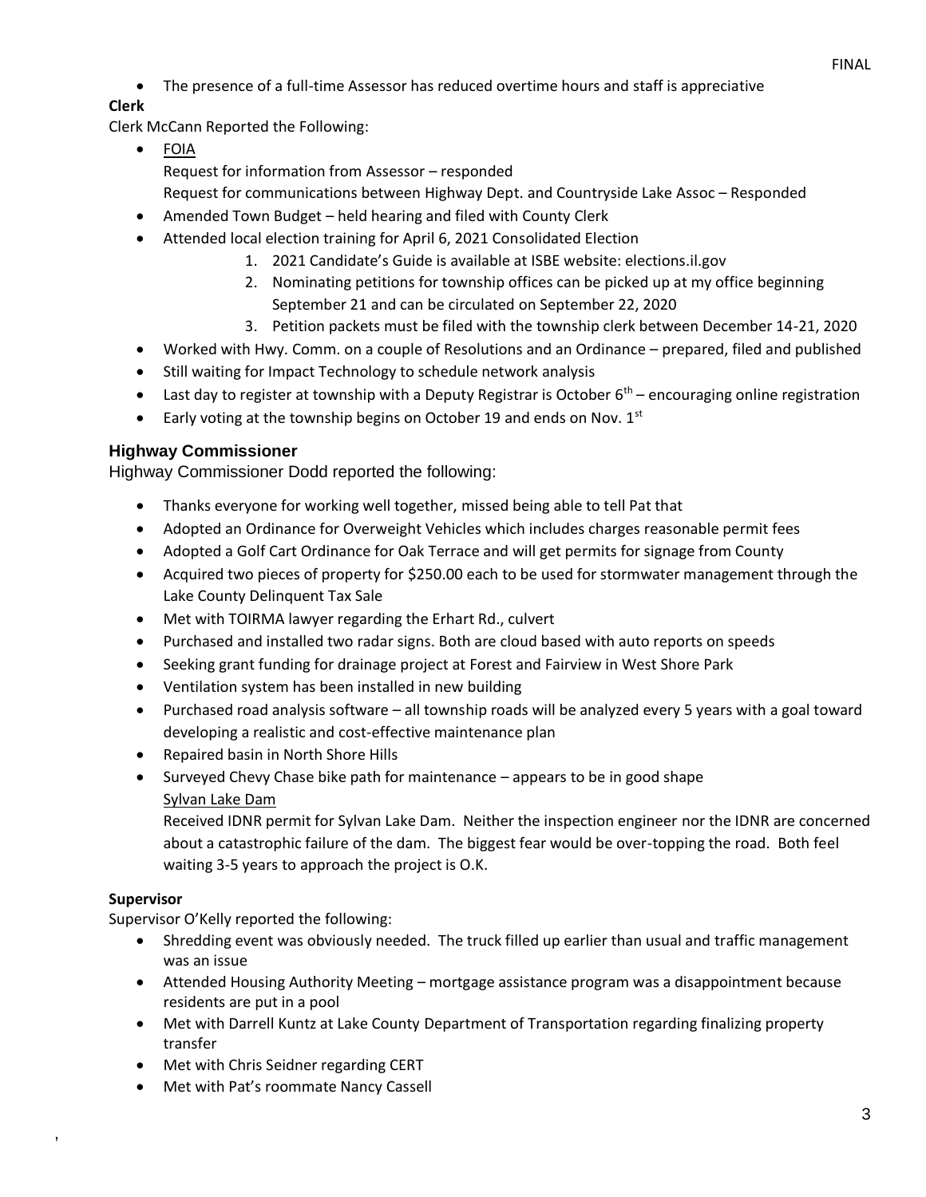- The presence of a full-time Assessor has reduced overtime hours and staff is appreciative

**Clerk**

Clerk McCann Reported the Following:

- FOIA
  Request for information from Assessor – responded
  Request for communications between Highway Dept. and Countryside Lake Assoc – Responded
- Amended Town Budget – held hearing and filed with County Clerk
- Attended local election training for April 6, 2021 Consolidated Election
  1. 2021 Candidate's Guide is available at ISBE website: elections.il.gov
  2. Nominating petitions for township offices can be picked up at my office beginning September 21 and can be circulated on September 22, 2020
  3. Petition packets must be filed with the township clerk between December 14-21, 2020
- Worked with Hwy. Comm. on a couple of Resolutions and an Ordinance – prepared, filed and published
- Still waiting for Impact Technology to schedule network analysis
- Last day to register at township with a Deputy Registrar is October 6th – encouraging online registration
- Early voting at the township begins on October 19 and ends on Nov. 1st

### Highway Commissioner

Highway Commissioner Dodd reported the following:

- Thanks everyone for working well together, missed being able to tell Pat that
- Adopted an Ordinance for Overweight Vehicles which includes charges reasonable permit fees
- Adopted a Golf Cart Ordinance for Oak Terrace and will get permits for signage from County
- Acquired two pieces of property for $250.00 each to be used for stormwater management through the Lake County Delinquent Tax Sale
- Met with TOIRMA lawyer regarding the Erhart Rd., culvert
- Purchased and installed two radar signs. Both are cloud based with auto reports on speeds
- Seeking grant funding for drainage project at Forest and Fairview in West Shore Park
- Ventilation system has been installed in new building
- Purchased road analysis software – all township roads will be analyzed every 5 years with a goal toward developing a realistic and cost-effective maintenance plan
- Repaired basin in North Shore Hills
- Surveyed Chevy Chase bike path for maintenance – appears to be in good shape
  Sylvan Lake Dam
  Received IDNR permit for Sylvan Lake Dam. Neither the inspection engineer nor the IDNR are concerned about a catastrophic failure of the dam. The biggest fear would be over-topping the road. Both feel waiting 3-5 years to approach the project is O.K.

**Supervisor**

Supervisor O'Kelly reported the following:

- Shredding event was obviously needed. The truck filled up earlier than usual and traffic management was an issue
- Attended Housing Authority Meeting – mortgage assistance program was a disappointment because residents are put in a pool
- Met with Darrell Kuntz at Lake County Department of Transportation regarding finalizing property transfer
- Met with Chris Seidner regarding CERT
- Met with Pat's roommate Nancy Cassell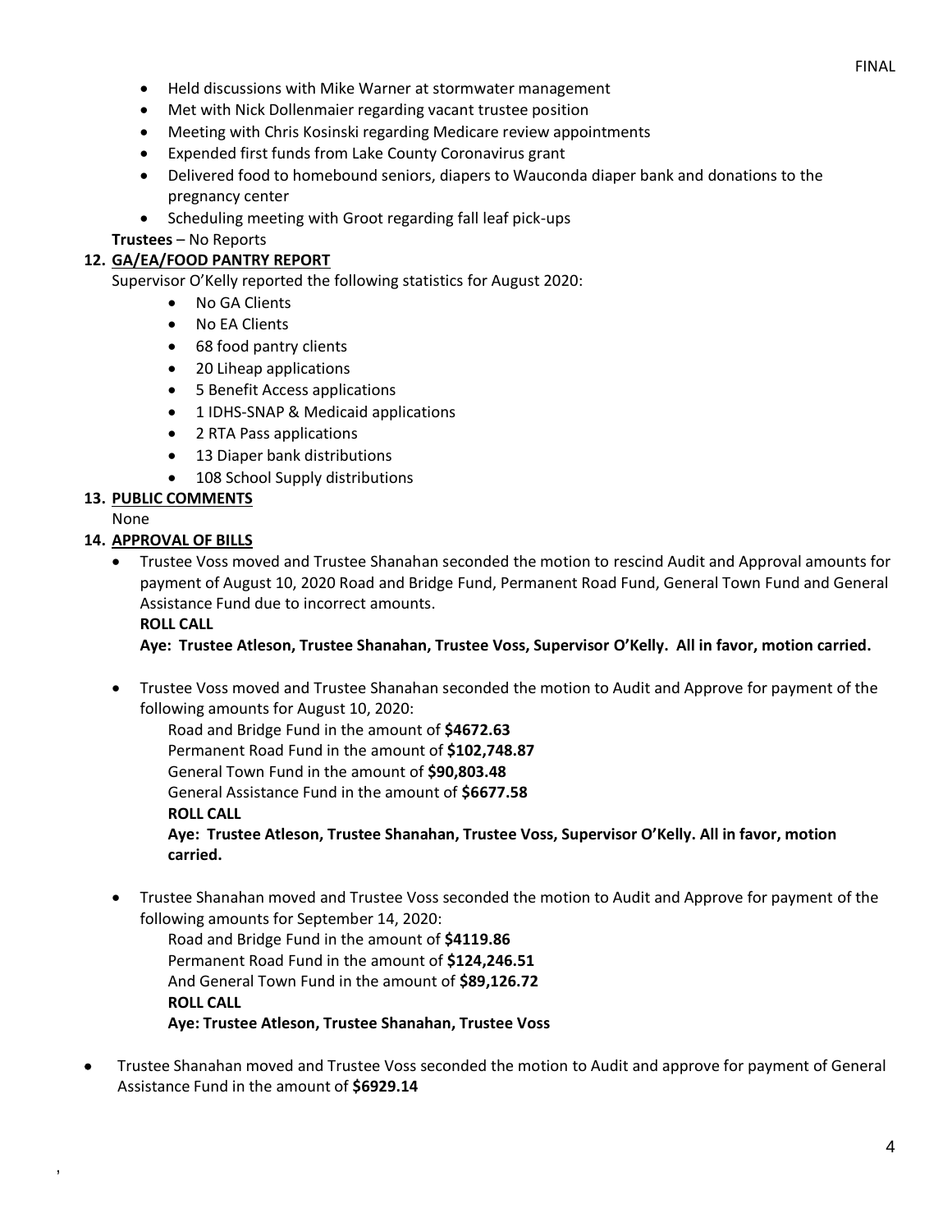- Held discussions with Mike Warner at stormwater management
- Met with Nick Dollenmaier regarding vacant trustee position
- Meeting with Chris Kosinski regarding Medicare review appointments
- Expended first funds from Lake County Coronavirus grant
- Delivered food to homebound seniors, diapers to Wauconda diaper bank and donations to the pregnancy center
- Scheduling meeting with Groot regarding fall leaf pick-ups

**Trustees** – No Reports

**12. GA/EA/FOOD PANTRY REPORT**

Supervisor O'Kelly reported the following statistics for August 2020:

- No GA Clients
- No EA Clients
- 68 food pantry clients
- 20 Liheap applications
- 5 Benefit Access applications
- 1 IDHS-SNAP & Medicaid applications
- 2 RTA Pass applications
- 13 Diaper bank distributions
- 108 School Supply distributions

**13. PUBLIC COMMENTS**

None

**14. APPROVAL OF BILLS**

- Trustee Voss moved and Trustee Shanahan seconded the motion to rescind Audit and Approval amounts for payment of August 10, 2020 Road and Bridge Fund, Permanent Road Fund, General Town Fund and General Assistance Fund due to incorrect amounts.

  **ROLL CALL**

  **Aye: Trustee Atleson, Trustee Shanahan, Trustee Voss, Supervisor O'Kelly. All in favor, motion carried.**

- Trustee Voss moved and Trustee Shanahan seconded the motion to Audit and Approve for payment of the following amounts for August 10, 2020:

  Road and Bridge Fund in the amount of **$4672.63**
  Permanent Road Fund in the amount of **$102,748.87**
  General Town Fund in the amount of **$90,803.48**
  General Assistance Fund in the amount of **$6677.58**
  **ROLL CALL**
  **Aye: Trustee Atleson, Trustee Shanahan, Trustee Voss, Supervisor O'Kelly. All in favor, motion carried.**

- Trustee Shanahan moved and Trustee Voss seconded the motion to Audit and Approve for payment of the following amounts for September 14, 2020:

  Road and Bridge Fund in the amount of **$4119.86**
  Permanent Road Fund in the amount of **$124,246.51**
  And General Town Fund in the amount of **$89,126.72**
  **ROLL CALL**
  **Aye: Trustee Atleson, Trustee Shanahan, Trustee Voss**

- Trustee Shanahan moved and Trustee Voss seconded the motion to Audit and approve for payment of General Assistance Fund in the amount of **$6929.14**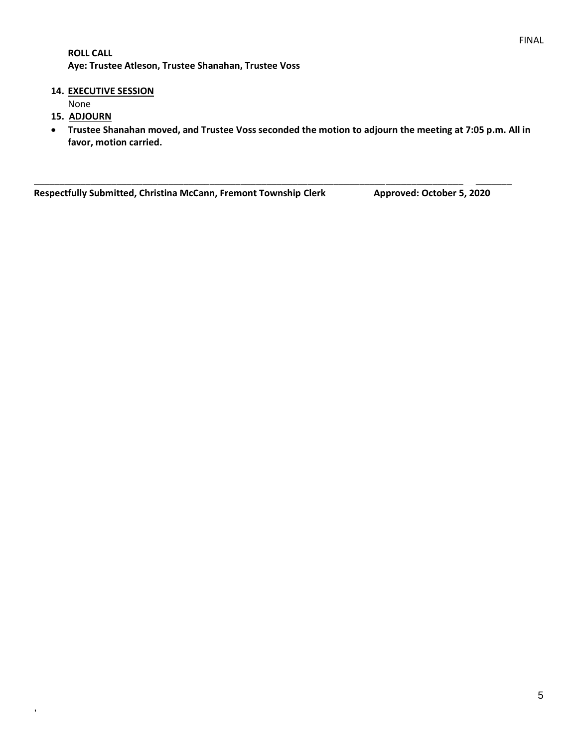**ROLL CALL**
**Aye: Trustee Atleson, Trustee Shanahan, Trustee Voss**

14. **EXECUTIVE SESSION**
    None
15. **ADJOURN**

- **Trustee Shanahan moved, and Trustee Voss seconded the motion to adjourn the meeting at 7:05 p.m. All in favor, motion carried.**

---

**Respectfully Submitted, Christina McCann, Fremont Township Clerk** **Approved: October 5, 2020**